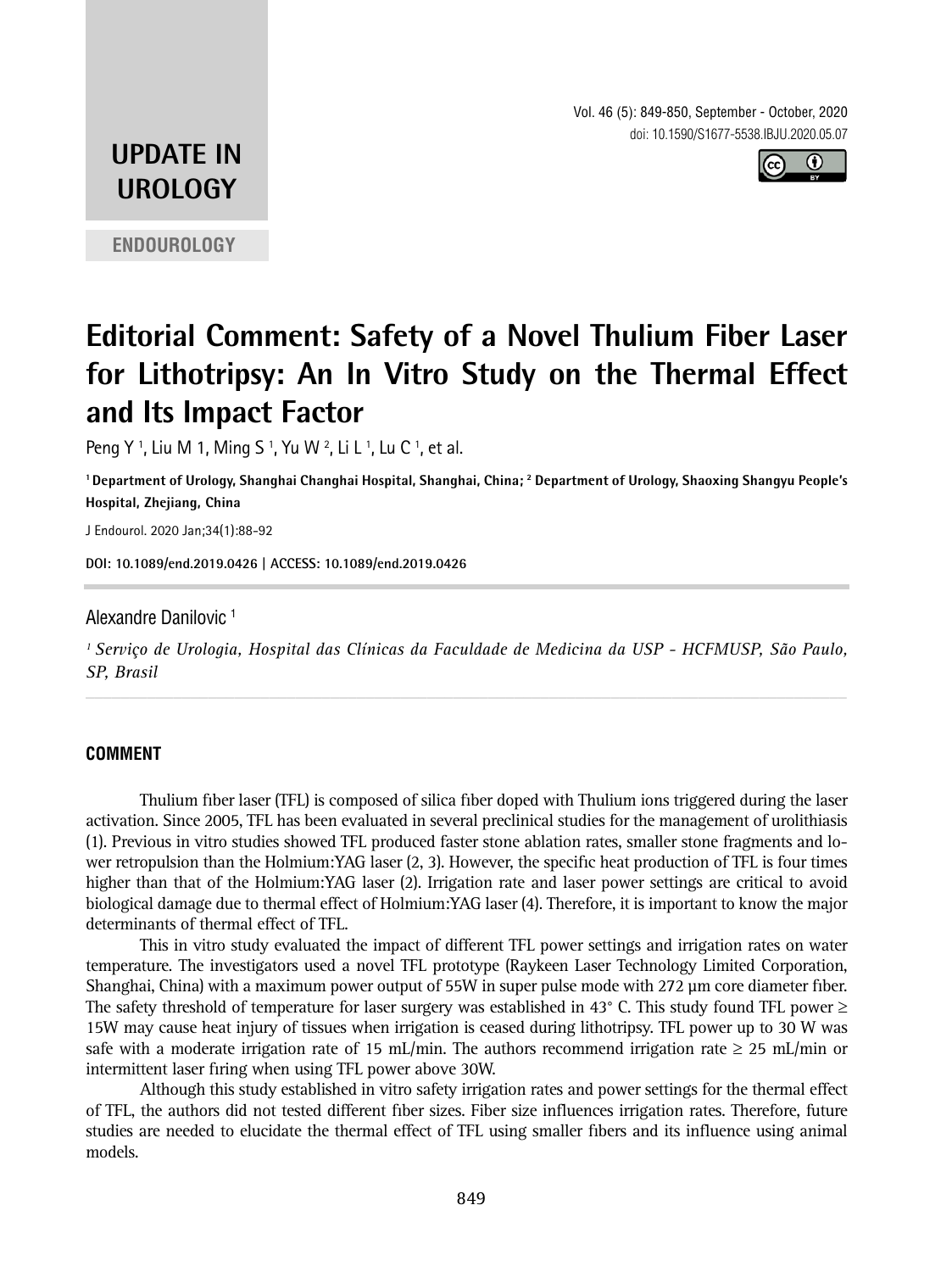**UPDATE IN UROLOGY**

**ENDOUROLOGY**

# Editorial Comment: Safety of a Novel Thulium Fiber Laser for Lithotripsy: An In Vitro Study on the Thermal Effect and Its Impact Factor

Peng Y [1], Liu M 1, Ming S [1], Yu W [2], Li L [1], Lu C [1], et al.

**[1] Department of Urology, Shanghai Changhai Hospital, Shanghai, China; [2] Department of Urology, Shaoxing Shangyu People's Hospital, Zhejiang, China**

J Endourol. 2020 Jan;34(1):88-92

**DOI: 10.1089/end.2019.0426 | ACCESS: 10.1089/end.2019.0426**

Alexandre Danilovic [1]

*[1] Serviço de Urologia, Hospital das Clínicas da Faculdade de Medicina da USP - HCFMUSP, São Paulo, SP, Brasil*

## COMMENT

Thulium fiber laser (TFL) is composed of silica fiber doped with Thulium ions triggered during the laser activation. Since 2005, TFL has been evaluated in several preclinical studies for the management of urolithiasis (1). Previous in vitro studies showed TFL produced faster stone ablation rates, smaller stone fragments and lower retropulsion than the Holmium:YAG laser (2, 3). However, the specific heat production of TFL is four times higher than that of the Holmium:YAG laser (2). Irrigation rate and laser power settings are critical to avoid biological damage due to thermal effect of Holmium:YAG laser (4). Therefore, it is important to know the major determinants of thermal effect of TFL.

This in vitro study evaluated the impact of different TFL power settings and irrigation rates on water temperature. The investigators used a novel TFL prototype (Raykeen Laser Technology Limited Corporation, Shanghai, China) with a maximum power output of 55W in super pulse mode with 272 µm core diameter fiber. The safety threshold of temperature for laser surgery was established in 43° C. This study found TFL power ≥ 15W may cause heat injury of tissues when irrigation is ceased during lithotripsy. TFL power up to 30 W was safe with a moderate irrigation rate of 15 mL/min. The authors recommend irrigation rate ≥ 25 mL/min or intermittent laser firing when using TFL power above 30W.

Although this study established in vitro safety irrigation rates and power settings for the thermal effect of TFL, the authors did not tested different fiber sizes. Fiber size influences irrigation rates. Therefore, future studies are needed to elucidate the thermal effect of TFL using smaller fibers and its influence using animal models.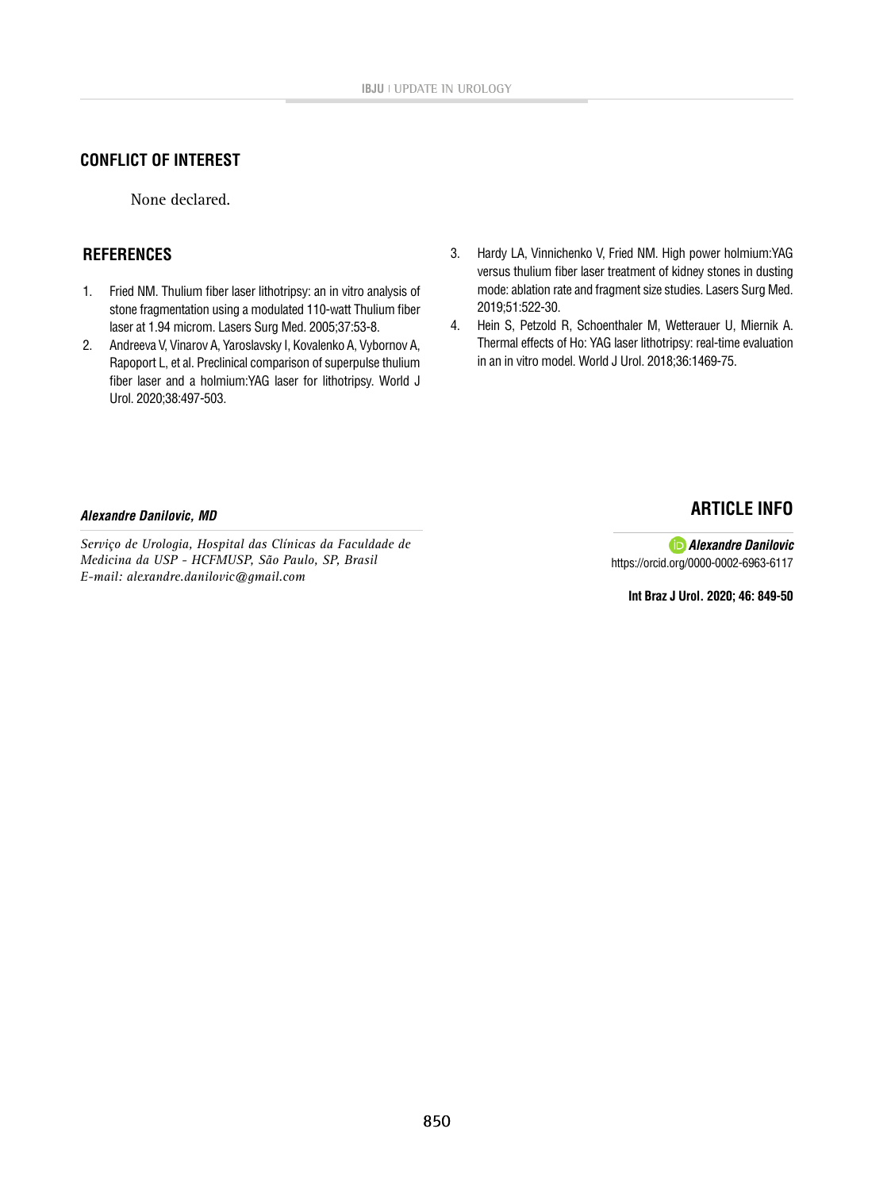## CONFLICT OF INTEREST

None declared.

## REFERENCES

1. Fried NM. Thulium fiber laser lithotripsy: an in vitro analysis of stone fragmentation using a modulated 110-watt Thulium fiber laser at 1.94 microm. Lasers Surg Med. 2005;37:53-8.
2. Andreeva V, Vinarov A, Yaroslavsky I, Kovalenko A, Vybornov A, Rapoport L, et al. Preclinical comparison of superpulse thulium fiber laser and a holmium:YAG laser for lithotripsy. World J Urol. 2020;38:497-503.
3. Hardy LA, Vinnichenko V, Fried NM. High power holmium:YAG versus thulium fiber laser treatment of kidney stones in dusting mode: ablation rate and fragment size studies. Lasers Surg Med. 2019;51:522-30.
4. Hein S, Petzold R, Schoenthaler M, Wetterauer U, Miernik A. Thermal effects of Ho: YAG laser lithotripsy: real-time evaluation in an in vitro model. World J Urol. 2018;36:1469-75.

***Alexandre Danilovic, MD***

*Serviço de Urologia, Hospital das Clínicas da Faculdade de Medicina da USP - HCFMUSP, São Paulo, SP, Brasil*
*E-mail: alexandre.danilovic@gmail.com*

## ARTICLE INFO

***Alexandre Danilovic***
https://orcid.org/0000-0002-6963-6117

**Int Braz J Urol. 2020; 46: 849-50**